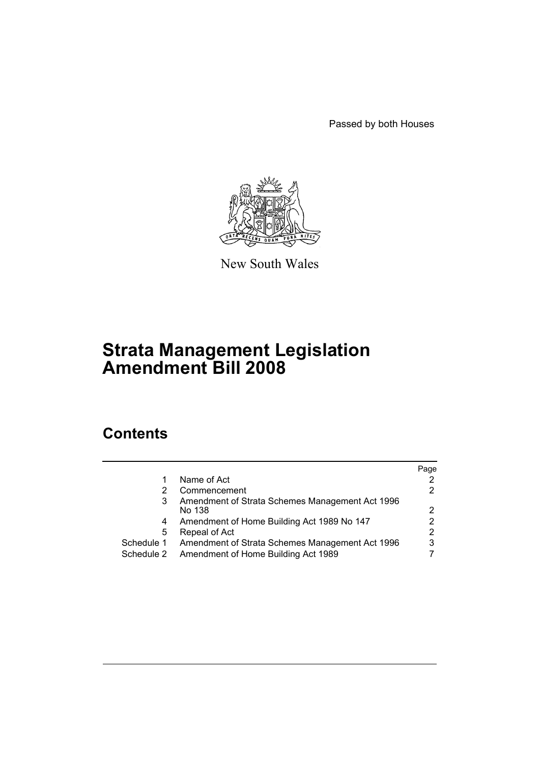Passed by both Houses

New South Wales

# Strata Management Legislation Amendment Bill 2008

## Contents

| | | Page |
|---|---|---|
| 1 | Name of Act | 2 |
| 2 | Commencement | 2 |
| 3 | Amendment of Strata Schemes Management Act 1996 No 138 | 2 |
| 4 | Amendment of Home Building Act 1989 No 147 | 2 |
| 5 | Repeal of Act | 2 |
| Schedule 1 | Amendment of Strata Schemes Management Act 1996 | 3 |
| Schedule 2 | Amendment of Home Building Act 1989 | 7 |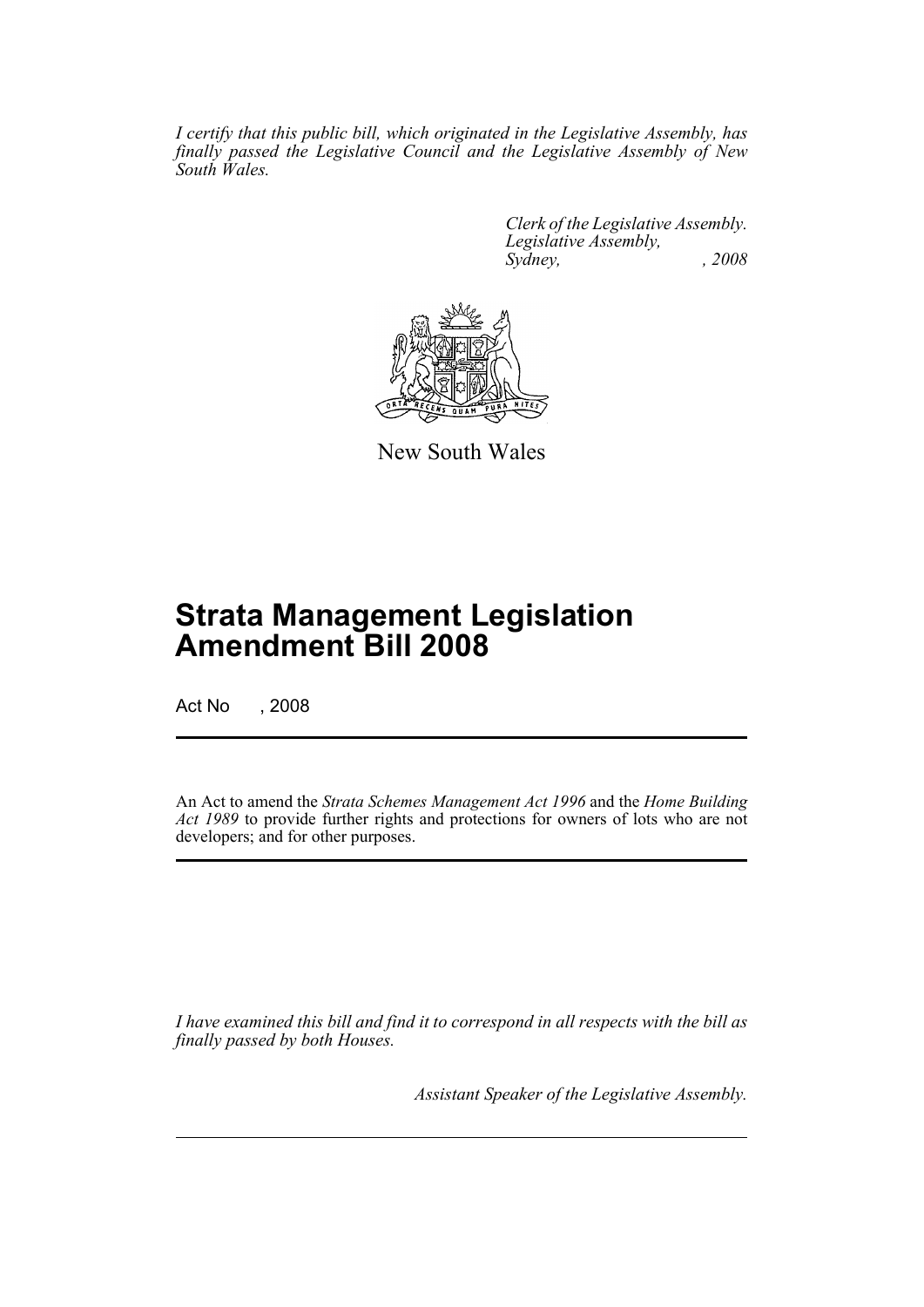*I certify that this public bill, which originated in the Legislative Assembly, has finally passed the Legislative Council and the Legislative Assembly of New South Wales.*

*Clerk of the Legislative Assembly.*
*Legislative Assembly,*
*Sydney, , 2008*

New South Wales

# Strata Management Legislation Amendment Bill 2008

Act No , 2008

An Act to amend the *Strata Schemes Management Act 1996* and the *Home Building Act 1989* to provide further rights and protections for owners of lots who are not developers; and for other purposes.

*I have examined this bill and find it to correspond in all respects with the bill as finally passed by both Houses.*

*Assistant Speaker of the Legislative Assembly.*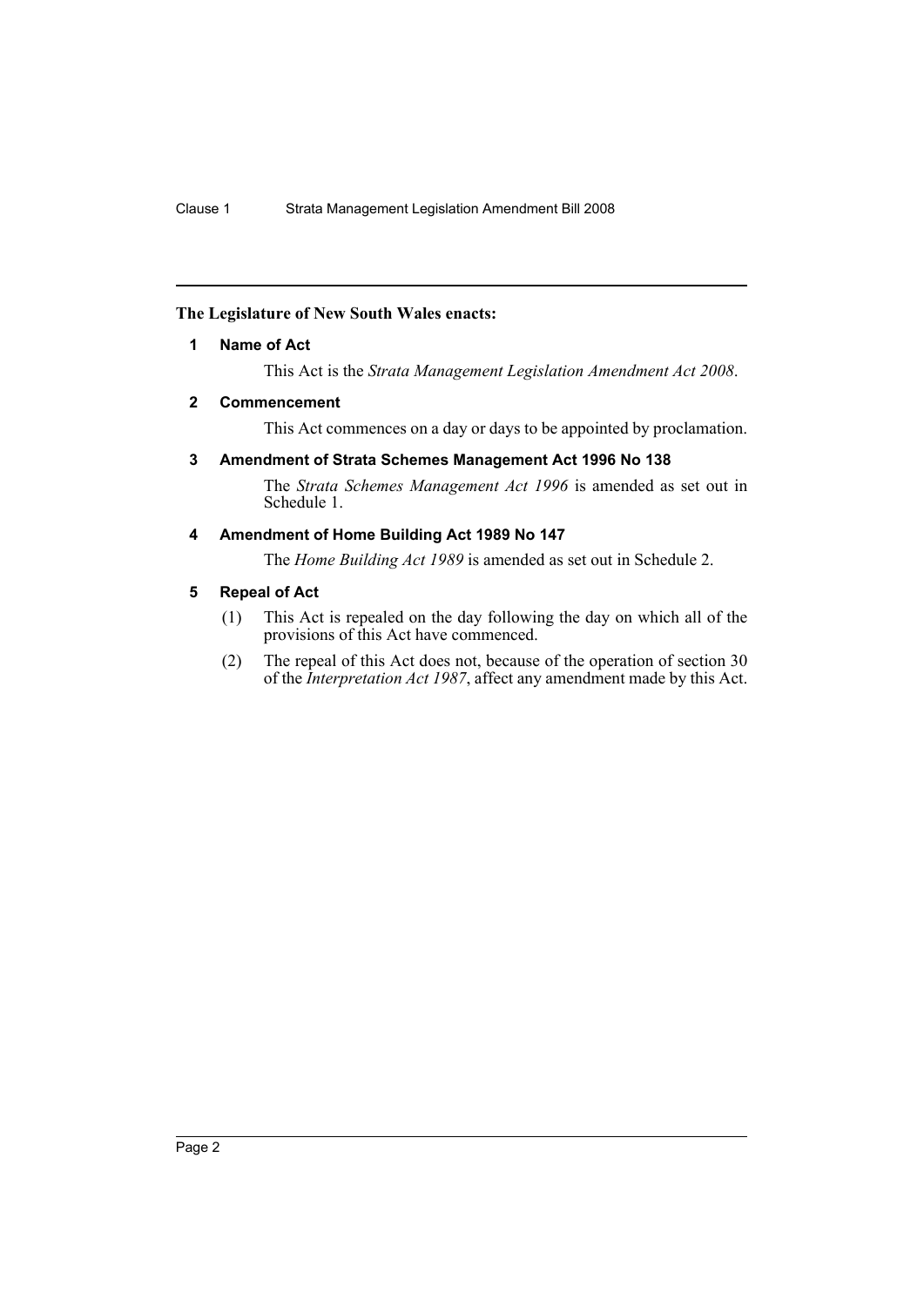**The Legislature of New South Wales enacts:**

## 1 Name of Act

This Act is the *Strata Management Legislation Amendment Act 2008*.

## 2 Commencement

This Act commences on a day or days to be appointed by proclamation.

## 3 Amendment of Strata Schemes Management Act 1996 No 138

The *Strata Schemes Management Act 1996* is amended as set out in Schedule 1.

## 4 Amendment of Home Building Act 1989 No 147

The *Home Building Act 1989* is amended as set out in Schedule 2.

## 5 Repeal of Act

(1) This Act is repealed on the day following the day on which all of the provisions of this Act have commenced.

(2) The repeal of this Act does not, because of the operation of section 30 of the *Interpretation Act 1987*, affect any amendment made by this Act.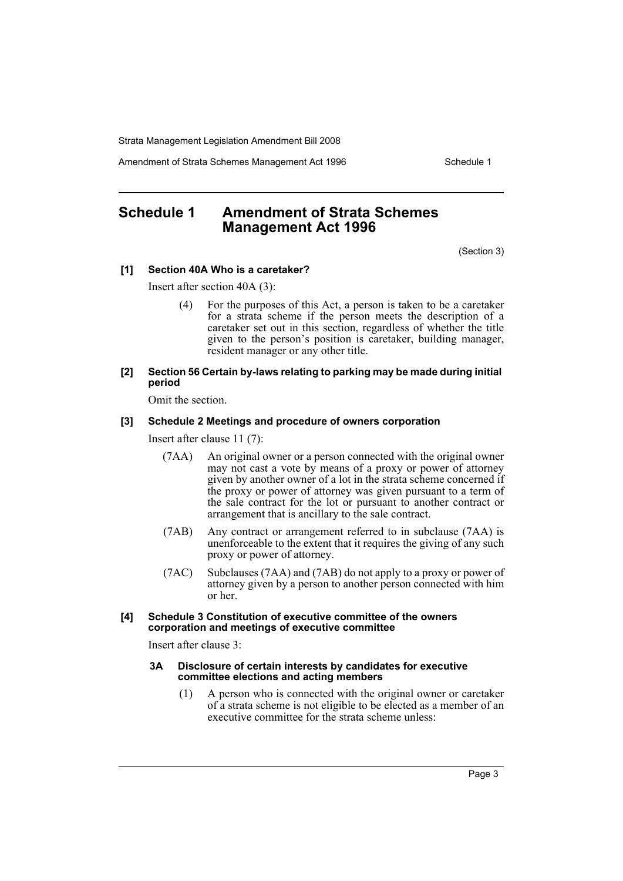## Schedule 1 Amendment of Strata Schemes Management Act 1996

(Section 3)

**[1] Section 40A Who is a caretaker?**

Insert after section 40A (3):

(4) For the purposes of this Act, a person is taken to be a caretaker for a strata scheme if the person meets the description of a caretaker set out in this section, regardless of whether the title given to the person's position is caretaker, building manager, resident manager or any other title.

**[2] Section 56 Certain by-laws relating to parking may be made during initial period**

Omit the section.

**[3] Schedule 2 Meetings and procedure of owners corporation**

Insert after clause 11 (7):

(7AA) An original owner or a person connected with the original owner may not cast a vote by means of a proxy or power of attorney given by another owner of a lot in the strata scheme concerned if the proxy or power of attorney was given pursuant to a term of the sale contract for the lot or pursuant to another contract or arrangement that is ancillary to the sale contract.

(7AB) Any contract or arrangement referred to in subclause (7AA) is unenforceable to the extent that it requires the giving of any such proxy or power of attorney.

(7AC) Subclauses (7AA) and (7AB) do not apply to a proxy or power of attorney given by a person to another person connected with him or her.

**[4] Schedule 3 Constitution of executive committee of the owners corporation and meetings of executive committee**

Insert after clause 3:

**3A Disclosure of certain interests by candidates for executive committee elections and acting members**

(1) A person who is connected with the original owner or caretaker of a strata scheme is not eligible to be elected as a member of an executive committee for the strata scheme unless: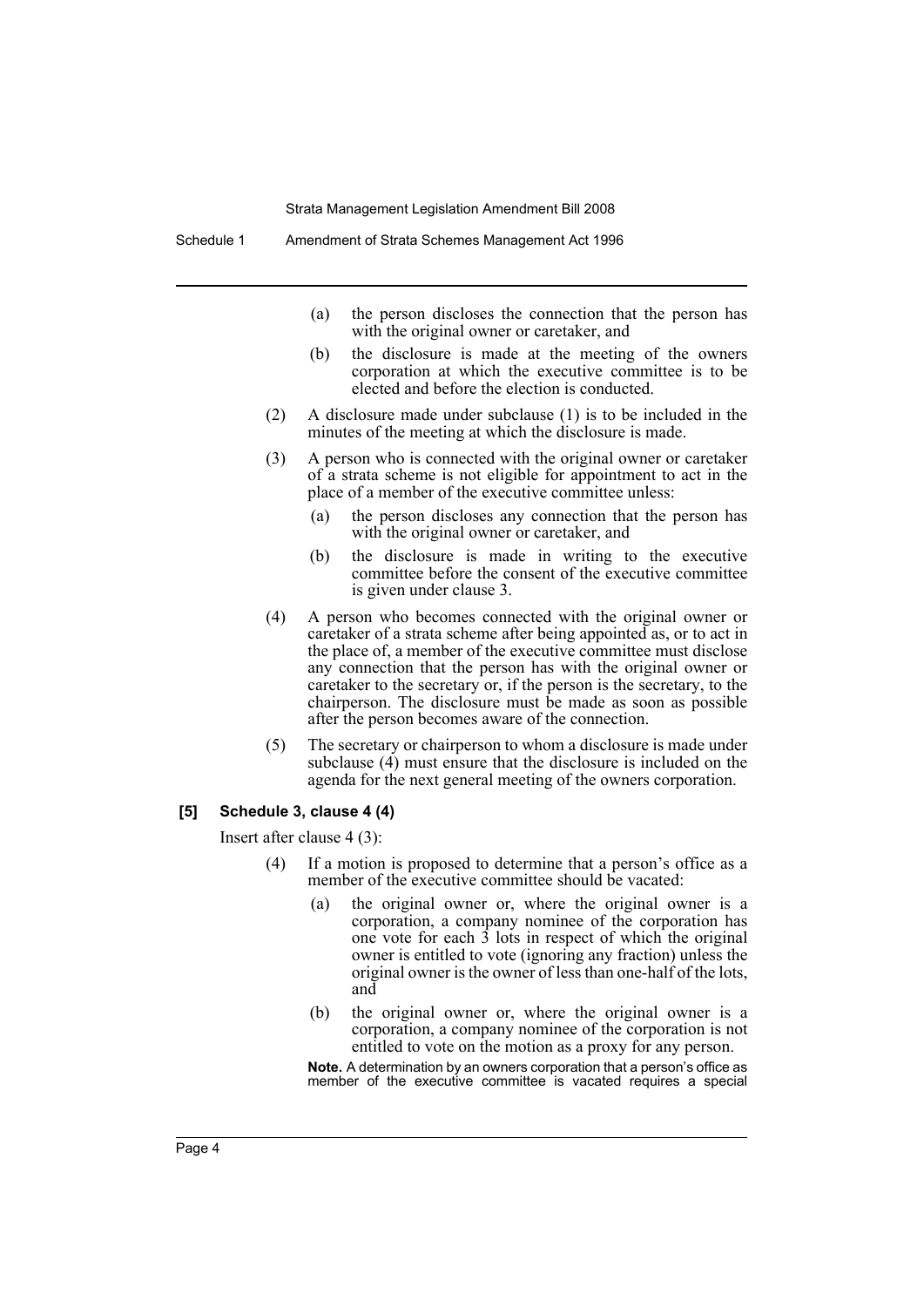(a) the person discloses the connection that the person has with the original owner or caretaker, and

(b) the disclosure is made at the meeting of the owners corporation at which the executive committee is to be elected and before the election is conducted.

(2) A disclosure made under subclause (1) is to be included in the minutes of the meeting at which the disclosure is made.

(3) A person who is connected with the original owner or caretaker of a strata scheme is not eligible for appointment to act in the place of a member of the executive committee unless:

(a) the person discloses any connection that the person has with the original owner or caretaker, and

(b) the disclosure is made in writing to the executive committee before the consent of the executive committee is given under clause 3.

(4) A person who becomes connected with the original owner or caretaker of a strata scheme after being appointed as, or to act in the place of, a member of the executive committee must disclose any connection that the person has with the original owner or caretaker to the secretary or, if the person is the secretary, to the chairperson. The disclosure must be made as soon as possible after the person becomes aware of the connection.

(5) The secretary or chairperson to whom a disclosure is made under subclause (4) must ensure that the disclosure is included on the agenda for the next general meeting of the owners corporation.

**[5] Schedule 3, clause 4 (4)**

Insert after clause 4 (3):

(4) If a motion is proposed to determine that a person's office as a member of the executive committee should be vacated:

(a) the original owner or, where the original owner is a corporation, a company nominee of the corporation has one vote for each 3 lots in respect of which the original owner is entitled to vote (ignoring any fraction) unless the original owner is the owner of less than one-half of the lots, and

(b) the original owner or, where the original owner is a corporation, a company nominee of the corporation is not entitled to vote on the motion as a proxy for any person.

**Note.** A determination by an owners corporation that a person's office as member of the executive committee is vacated requires a special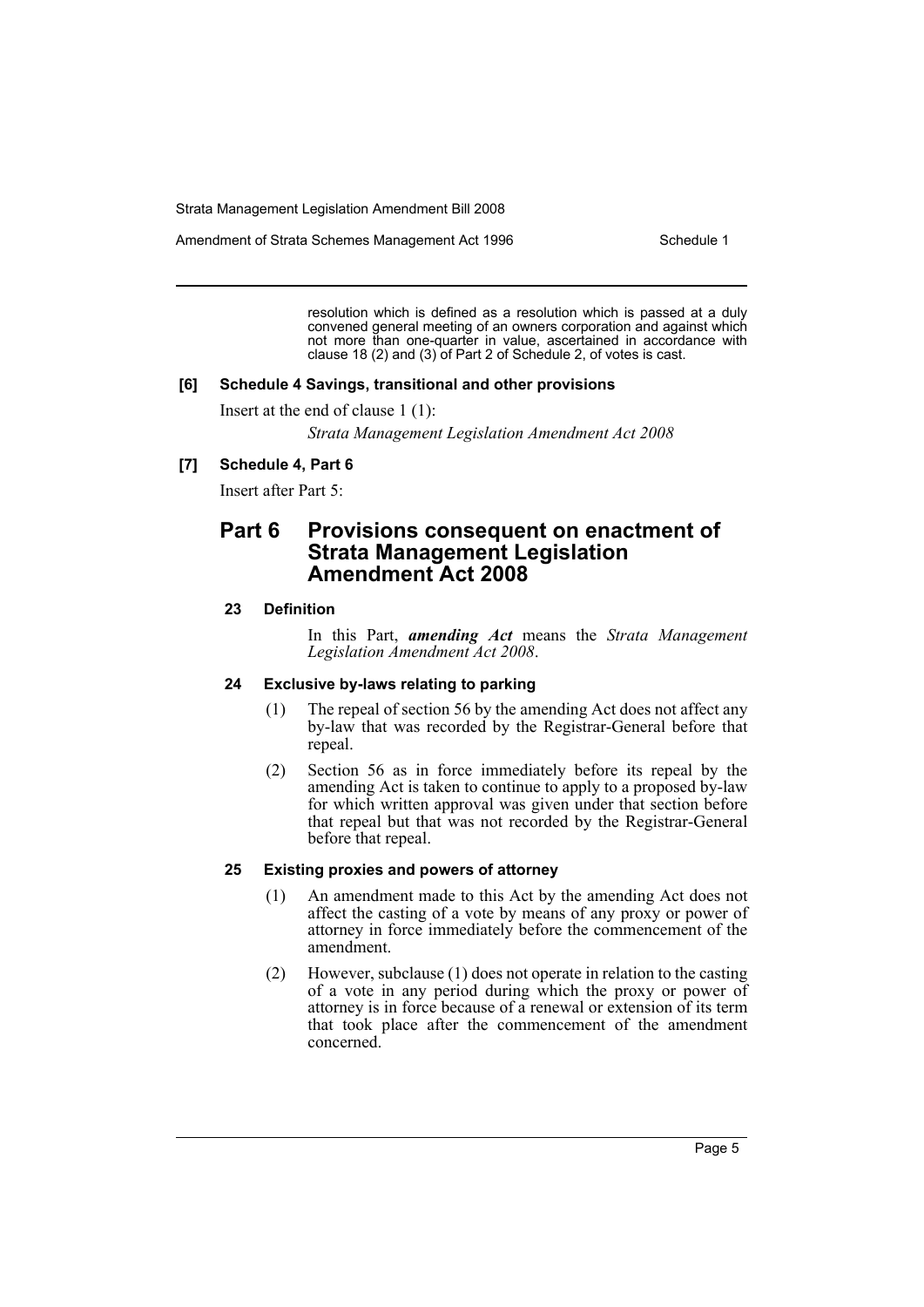resolution which is defined as a resolution which is passed at a duly convened general meeting of an owners corporation and against which not more than one-quarter in value, ascertained in accordance with clause 18 (2) and (3) of Part 2 of Schedule 2, of votes is cast.

**[6] Schedule 4 Savings, transitional and other provisions**

Insert at the end of clause 1 (1):

*Strata Management Legislation Amendment Act 2008*

**[7] Schedule 4, Part 6**

Insert after Part 5:

## Part 6 Provisions consequent on enactment of Strata Management Legislation Amendment Act 2008

### 23 Definition

In this Part, ***amending Act*** means the *Strata Management Legislation Amendment Act 2008*.

### 24 Exclusive by-laws relating to parking

(1) The repeal of section 56 by the amending Act does not affect any by-law that was recorded by the Registrar-General before that repeal.

(2) Section 56 as in force immediately before its repeal by the amending Act is taken to continue to apply to a proposed by-law for which written approval was given under that section before that repeal but that was not recorded by the Registrar-General before that repeal.

### 25 Existing proxies and powers of attorney

(1) An amendment made to this Act by the amending Act does not affect the casting of a vote by means of any proxy or power of attorney in force immediately before the commencement of the amendment.

(2) However, subclause (1) does not operate in relation to the casting of a vote in any period during which the proxy or power of attorney is in force because of a renewal or extension of its term that took place after the commencement of the amendment concerned.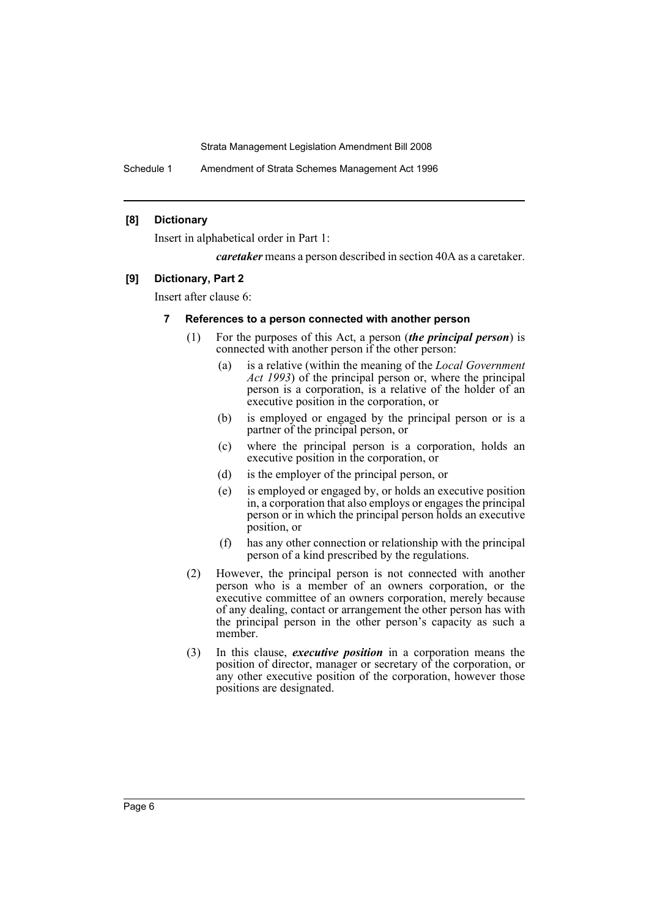**[8] Dictionary**

Insert in alphabetical order in Part 1:

> ***caretaker*** means a person described in section 40A as a caretaker.

**[9] Dictionary, Part 2**

Insert after clause 6:

#### 7 References to a person connected with another person

(1) For the purposes of this Act, a person (***the principal person***) is connected with another person if the other person:

- (a) is a relative (within the meaning of the *Local Government Act 1993*) of the principal person or, where the principal person is a corporation, is a relative of the holder of an executive position in the corporation, or
- (b) is employed or engaged by the principal person or is a partner of the principal person, or
- (c) where the principal person is a corporation, holds an executive position in the corporation, or
- (d) is the employer of the principal person, or
- (e) is employed or engaged by, or holds an executive position in, a corporation that also employs or engages the principal person or in which the principal person holds an executive position, or
- (f) has any other connection or relationship with the principal person of a kind prescribed by the regulations.

(2) However, the principal person is not connected with another person who is a member of an owners corporation, or the executive committee of an owners corporation, merely because of any dealing, contact or arrangement the other person has with the principal person in the other person's capacity as such a member.

(3) In this clause, ***executive position*** in a corporation means the position of director, manager or secretary of the corporation, or any other executive position of the corporation, however those positions are designated.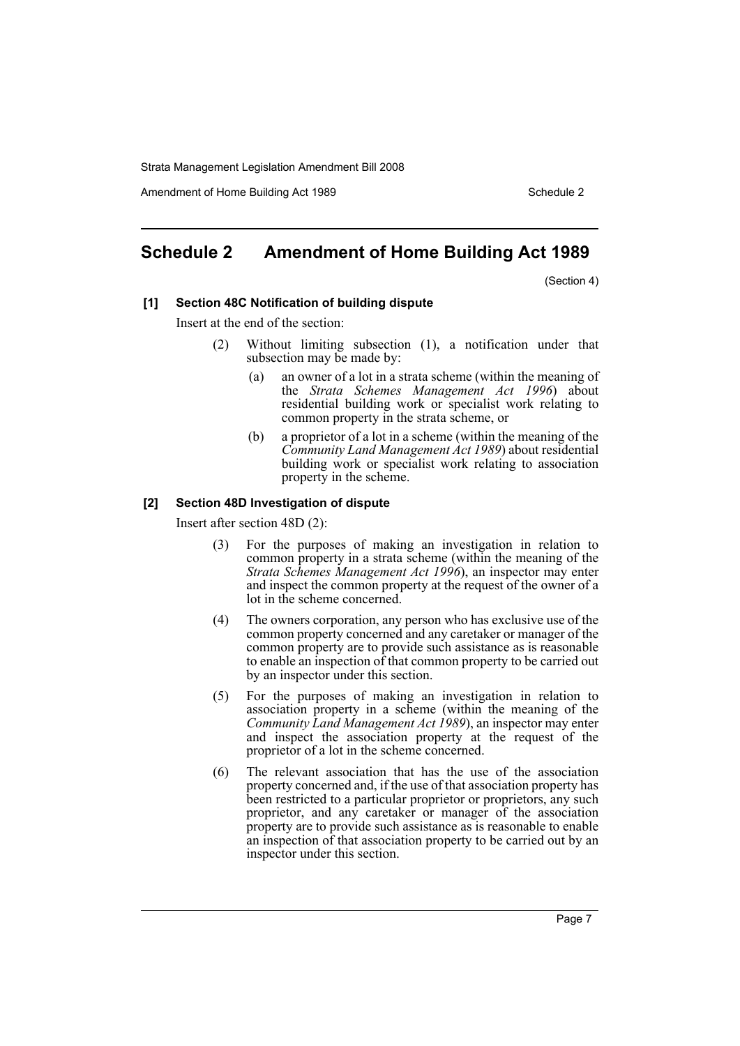## Schedule 2 Amendment of Home Building Act 1989

(Section 4)

**[1] Section 48C Notification of building dispute**

Insert at the end of the section:

(2) Without limiting subsection (1), a notification under that subsection may be made by:

(a) an owner of a lot in a strata scheme (within the meaning of the *Strata Schemes Management Act 1996*) about residential building work or specialist work relating to common property in the strata scheme, or

(b) a proprietor of a lot in a scheme (within the meaning of the *Community Land Management Act 1989*) about residential building work or specialist work relating to association property in the scheme.

**[2] Section 48D Investigation of dispute**

Insert after section 48D (2):

(3) For the purposes of making an investigation in relation to common property in a strata scheme (within the meaning of the *Strata Schemes Management Act 1996*), an inspector may enter and inspect the common property at the request of the owner of a lot in the scheme concerned.

(4) The owners corporation, any person who has exclusive use of the common property concerned and any caretaker or manager of the common property are to provide such assistance as is reasonable to enable an inspection of that common property to be carried out by an inspector under this section.

(5) For the purposes of making an investigation in relation to association property in a scheme (within the meaning of the *Community Land Management Act 1989*), an inspector may enter and inspect the association property at the request of the proprietor of a lot in the scheme concerned.

(6) The relevant association that has the use of the association property concerned and, if the use of that association property has been restricted to a particular proprietor or proprietors, any such proprietor, and any caretaker or manager of the association property are to provide such assistance as is reasonable to enable an inspection of that association property to be carried out by an inspector under this section.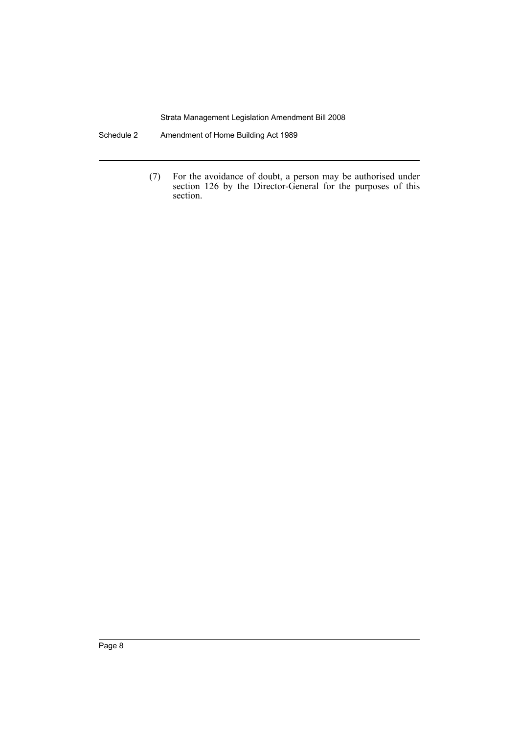(7) For the avoidance of doubt, a person may be authorised under section 126 by the Director-General for the purposes of this section.